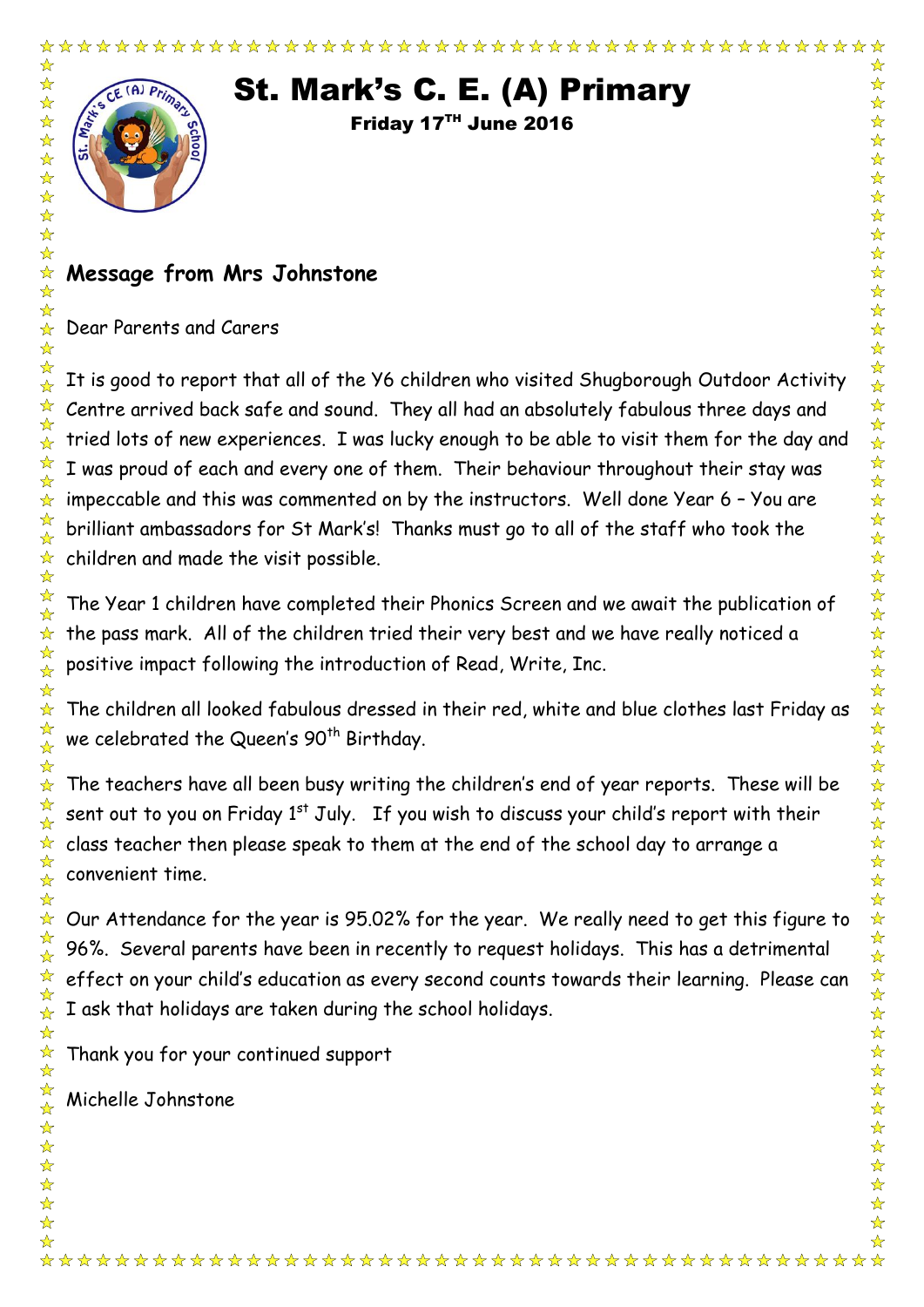# St. Mark's C. E. (A) Primary

**Friday 17TH June 2016**

## Message from Mrs Johnstone

Dear Parents and Carers

It is good to report that all of the Y6 children who visited Shugborough Outdoor Activity Centre arrived back safe and sound. They all had an absolutely fabulous three days and tried lots of new experiences. I was lucky enough to be able to visit them for the day and I was proud of each and every one of them. Their behaviour throughout their stay was impeccable and this was commented on by the instructors. Well done Year 6 – You are brilliant ambassadors for St Mark's! Thanks must go to all of the staff who took the children and made the visit possible.

The Year 1 children have completed their Phonics Screen and we await the publication of the pass mark. All of the children tried their very best and we have really noticed a positive impact following the introduction of Read, Write, Inc.

The children all looked fabulous dressed in their red, white and blue clothes last Friday as we celebrated the Queen's 90th Birthday.

The teachers have all been busy writing the children's end of year reports. These will be sent out to you on Friday 1st July. If you wish to discuss your child's report with their class teacher then please speak to them at the end of the school day to arrange a convenient time.

Our Attendance for the year is 95.02% for the year. We really need to get this figure to 96%. Several parents have been in recently to request holidays. This has a detrimental effect on your child's education as every second counts towards their learning. Please can I ask that holidays are taken during the school holidays.

Thank you for your continued support

Michelle Johnstone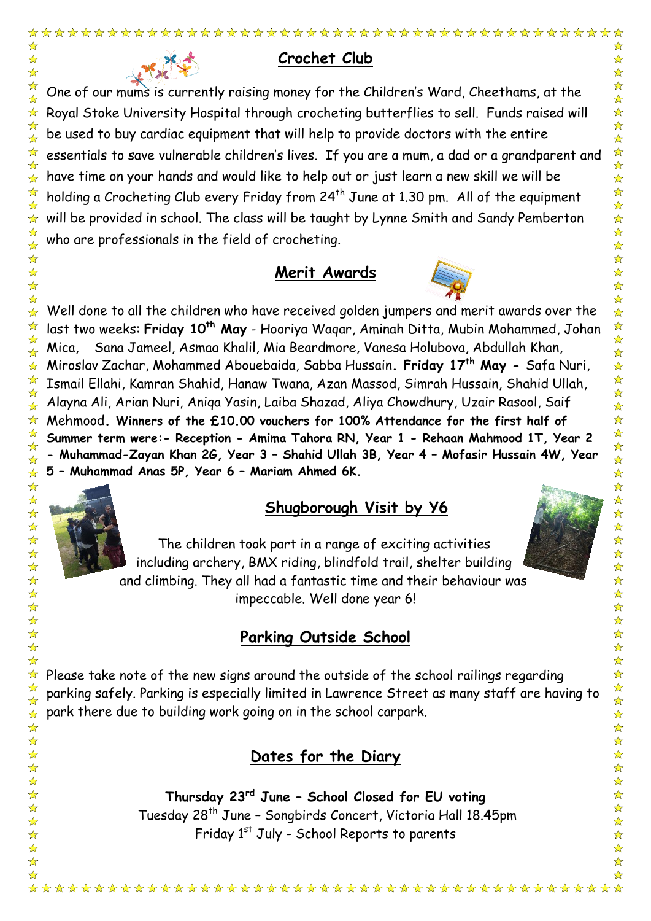## Crochet Club

One of our mums is currently raising money for the Children's Ward, Cheethams, at the Royal Stoke University Hospital through crocheting butterflies to sell. Funds raised will be used to buy cardiac equipment that will help to provide doctors with the entire essentials to save vulnerable children's lives. If you are a mum, a dad or a grandparent and have time on your hands and would like to help out or just learn a new skill we will be holding a Crocheting Club every Friday from 24th June at 1.30 pm. All of the equipment will be provided in school. The class will be taught by Lynne Smith and Sandy Pemberton who are professionals in the field of crocheting.

## Merit Awards

Well done to all the children who have received golden jumpers and merit awards over the last two weeks: **Friday 10th May** - Hooriya Waqar, Aminah Ditta, Mubin Mohammed, Johan Mica, Sana Jameel, Asmaa Khalil, Mia Beardmore, Vanesa Holubova, Abdullah Khan, Miroslav Zachar, Mohammed Abouebaida, Sabba Hussain. **Friday 17th May -** Safa Nuri, Ismail Ellahi, Kamran Shahid, Hanaw Twana, Azan Massod, Simrah Hussain, Shahid Ullah, Alayna Ali, Arian Nuri, Aniqa Yasin, Laiba Shazad, Aliya Chowdhury, Uzair Rasool, Saif Mehmood. **Winners of the £10.00 vouchers for 100% Attendance for the first half of Summer term were:- Reception - Amima Tahora RN, Year 1 - Rehaan Mahmood 1T, Year 2 - Muhammad-Zayan Khan 2G, Year 3 – Shahid Ullah 3B, Year 4 – Mofasir Hussain 4W, Year 5 – Muhammad Anas 5P, Year 6 – Mariam Ahmed 6K.**

## Shugborough Visit by Y6

The children took part in a range of exciting activities including archery, BMX riding, blindfold trail, shelter building and climbing. They all had a fantastic time and their behaviour was impeccable. Well done year 6!

## Parking Outside School

Please take note of the new signs around the outside of the school railings regarding parking safely. Parking is especially limited in Lawrence Street as many staff are having to park there due to building work going on in the school carpark.

## Dates for the Diary

**Thursday 23rd June – School Closed for EU voting**

Tuesday 28th June – Songbirds Concert, Victoria Hall 18.45pm

Friday 1st July - School Reports to parents